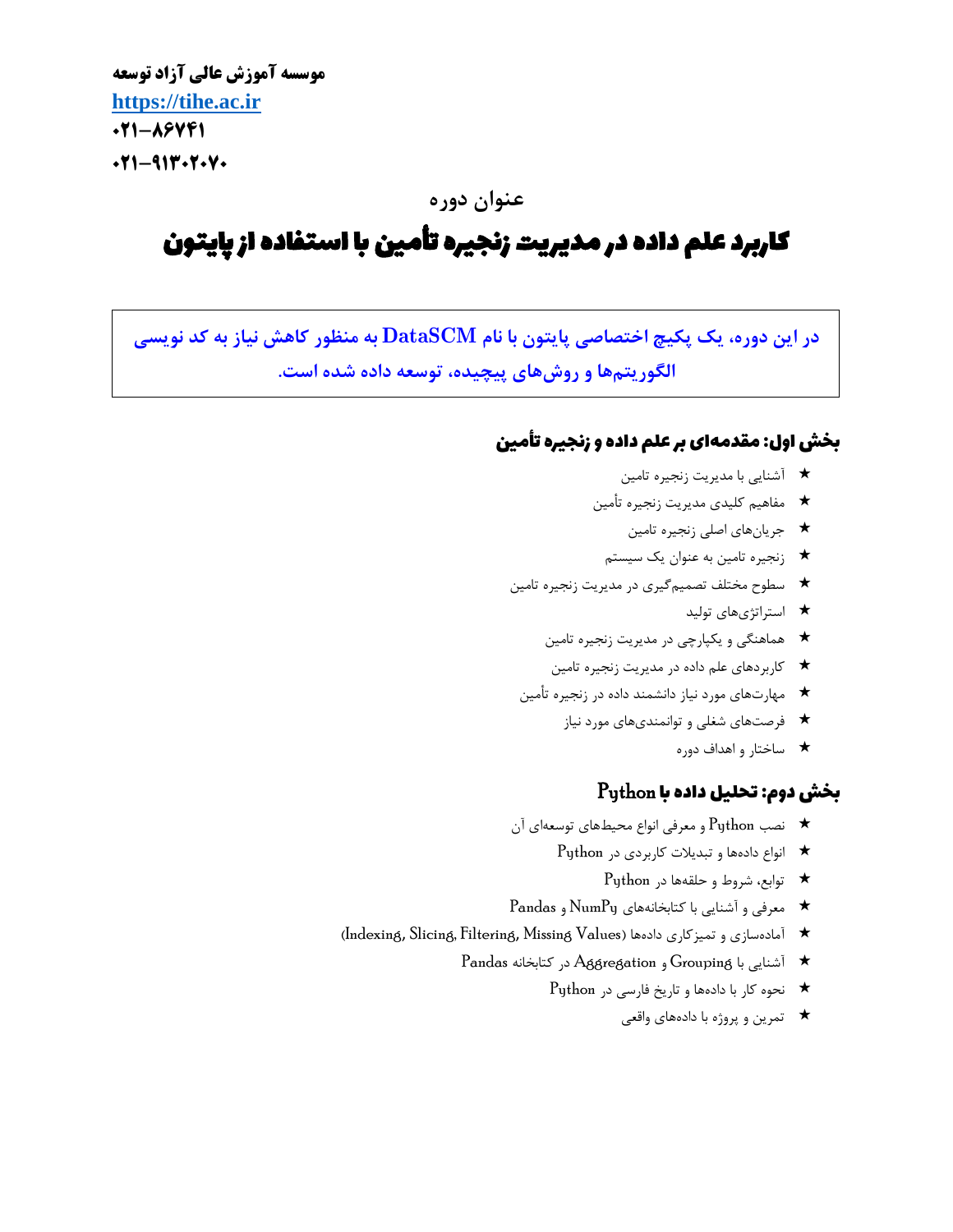**موسسه آموزش عالی آزاد توسعه**

**https://tihe.ac.ir**

**۰۲۱-۸۶۷۴۱**

**۰۲۱-۹۱۳۰۲۰۷۰**

## عنوان دوره

# کاربرد علم داده در مدیریت زنجیره تأمین با استفاده از پایتون

**در این دوره، یک پکیج اختصاصی پایتون با نام DataSCM به منظور کاهش نیاز به کد نویسی الگوریتم‌ها و روش‌های پیچیده، توسعه داده شده است.**

## بخش اول: مقدمه‌ای بر علم داده و زنجیره تأمین

- آشنایی با مدیریت زنجیره تامین
- مفاهیم کلیدی مدیریت زنجیره تأمین
- جریان‌های اصلی زنجیره تامین
- زنجیره تامین به عنوان یک سیستم
- سطوح مختلف تصمیم‌گیری در مدیریت زنجیره تامین
- استراتژی‌های تولید
- هماهنگی و یکپارچی در مدیریت زنجیره تامین
- کاربردهای علم داده در مدیریت زنجیره تامین
- مهارت‌های مورد نیاز دانشمند داده در زنجیره تأمین
- فرصت‌های شغلی و توانمندی‌های مورد نیاز
- ساختار و اهداف دوره

## بخش دوم: تحلیل داده با Python

- نصب Python و معرفی انواع محیط‌های توسعه‌ای آن
- انواع داده‌ها و تبدیلات کاربردی در Python
- توابع، شروط و حلقه‌ها در Python
- معرفی و آشنایی با کتابخانه‌های NumPy و Pandas
- آماده‌سازی و تمیزکاری داده‌ها (Indexing, Slicing, Filtering, Missing Values)
- آشنایی با Grouping و Aggregation در کتابخانه Pandas
- نحوه کار با داده‌ها و تاریخ فارسی در Python
- تمرین و پروژه با داده‌های واقعی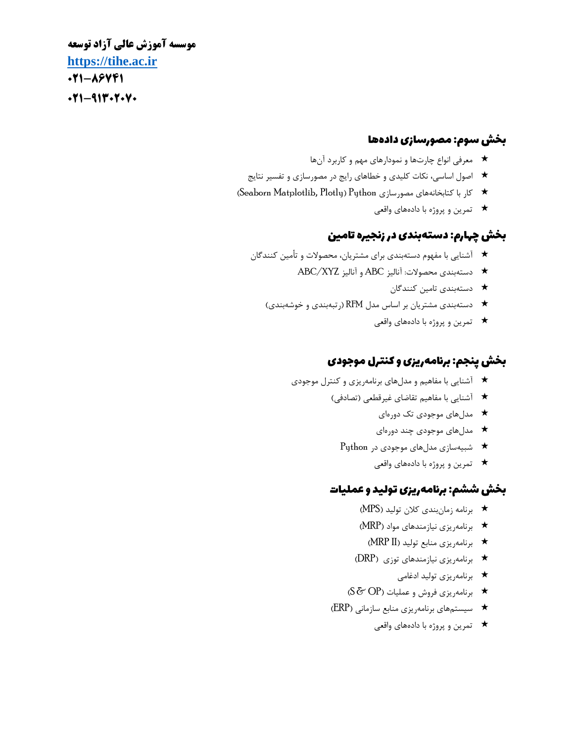## بخش سوم: مصورسازی داده‌ها

- معرفی انواع چارت‌ها و نمودارهای مهم و کاربرد آن‌ها
- اصول اساسی، نکات کلیدی و خطاهای رایج در مصورسازی و تفسیر نتایج
- کار با کتابخانه‌های مصورسازی Python (Seaborn Matplotlib, Plotly)
- تمرین و پروژه با داده‌های واقعی

## بخش چهارم: دسته‌بندی در زنجیره تامین

- آشنایی با مفهوم دسته‌بندی برای مشتریان، محصولات و تأمین کنندگان
- دسته‌بندی محصولات: آنالیز ABC و آنالیز ABC/XYZ
- دسته‌بندی تامین کنندگان
- دسته‌بندی مشتریان بر اساس مدل RFM (رتبه‌بندی و خوشه‌بندی)
- تمرین و پروژه با داده‌های واقعی

## بخش پنجم: برنامه‌ریزی و کنترل موجودی

- آشنایی با مفاهیم و مدل‌های برنامه‌ریزی و کنترل موجودی
- آشنایی با مفاهیم تقاضای غیرقطعی (تصادفی)
- مدل‌های موجودی تک دوره‌ای
- مدل‌های موجودی چند دوره‌ای
- شبیه‌سازی مدل‌های موجودی در Python
- تمرین و پروژه با داده‌های واقعی

## بخش ششم: برنامه‌ریزی تولید و عملیات

- برنامه زمان‌بندی کلان تولید (MPS)
- برنامه‌ریزی نیازمندهای مواد (MRP)
- برنامه‌ریزی منابع تولید (MRP II)
- برنامه‌ریزی نیازمندهای توزی (DRP)
- برنامه‌ریزی تولید ادغامی
- برنامه‌ریزی فروش و عملیات (S&OP)
- سیستم‌های برنامه‌ریزی منابع سازمانی (ERP)
- تمرین و پروژه با داده‌های واقعی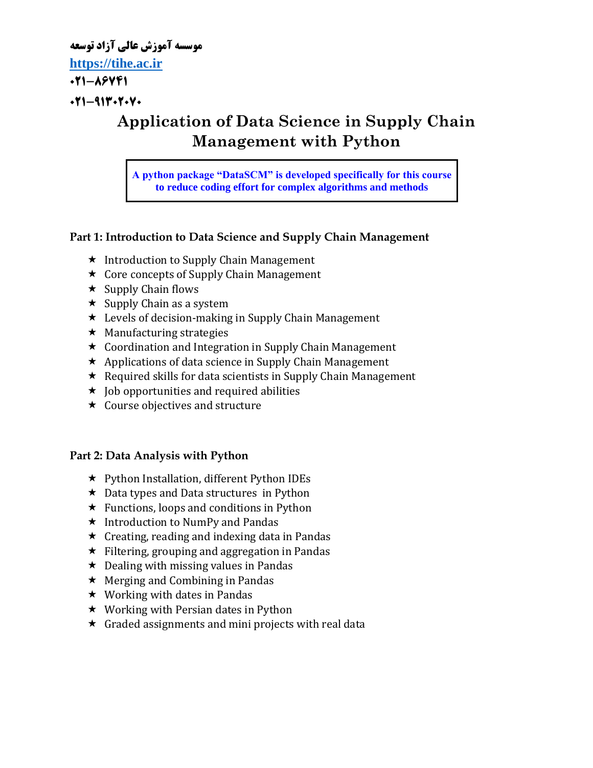**موسسه آموزش عالی آزاد توسعه**

**https://tihe.ac.ir**

**۰۲۱-۸۶۷۴۱**

**۰۲۱-۹۱۳۰۲۰۷۰**

# Application of Data Science in Supply Chain Management with Python

**A python package "DataSCM" is developed specifically for this course to reduce coding effort for complex algorithms and methods**

## Part 1: Introduction to Data Science and Supply Chain Management

- Introduction to Supply Chain Management
- Core concepts of Supply Chain Management
- Supply Chain flows
- Supply Chain as a system
- Levels of decision-making in Supply Chain Management
- Manufacturing strategies
- Coordination and Integration in Supply Chain Management
- Applications of data science in Supply Chain Management
- Required skills for data scientists in Supply Chain Management
- Job opportunities and required abilities
- Course objectives and structure

## Part 2: Data Analysis with Python

- Python Installation, different Python IDEs
- Data types and Data structures in Python
- Functions, loops and conditions in Python
- Introduction to NumPy and Pandas
- Creating, reading and indexing data in Pandas
- Filtering, grouping and aggregation in Pandas
- Dealing with missing values in Pandas
- Merging and Combining in Pandas
- Working with dates in Pandas
- Working with Persian dates in Python
- Graded assignments and mini projects with real data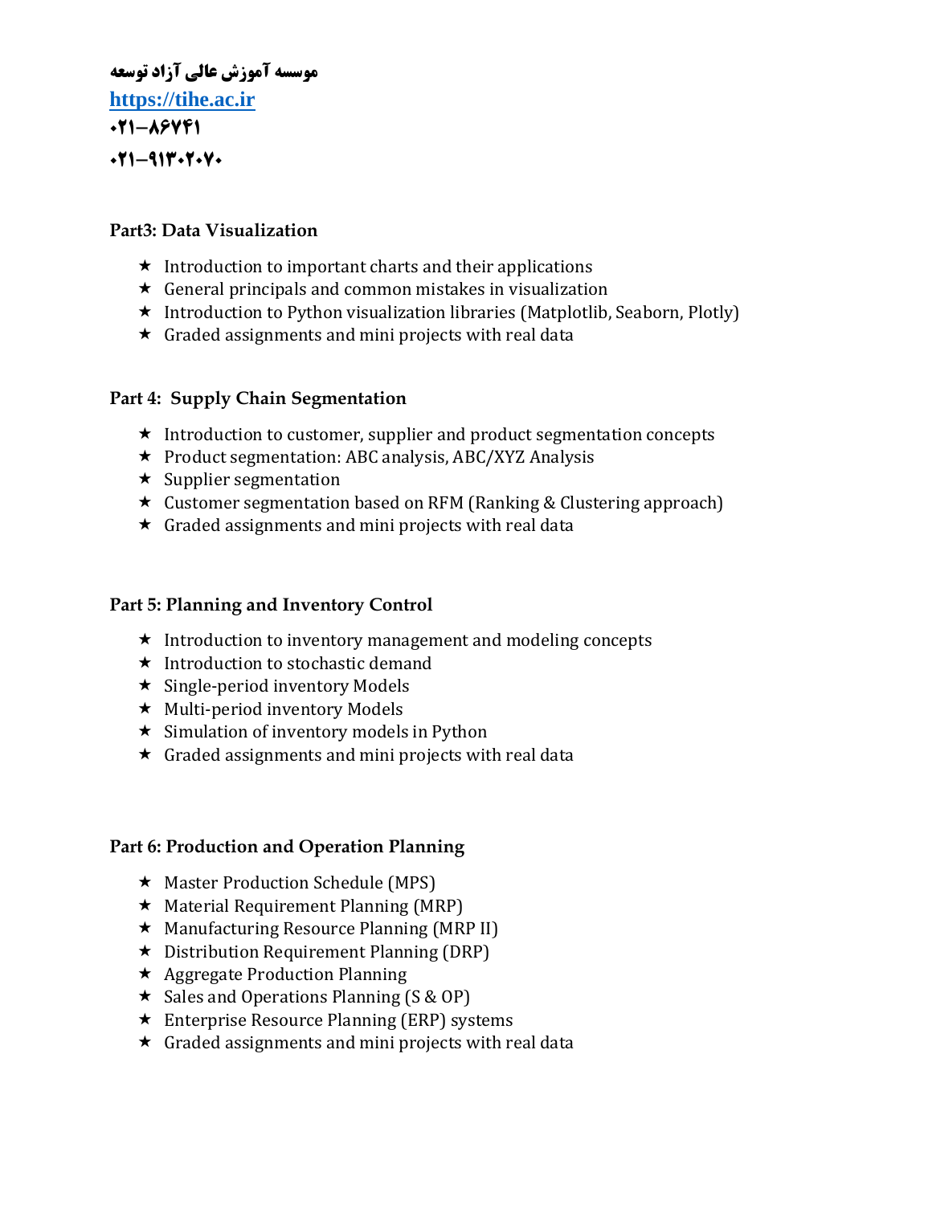**موسسه آموزش عالی آزاد توسعه**

**[https://tihe.ac.ir](https://tihe.ac.ir)**

**۰۲۱–۸۶۷۴۱**

**۰۲۱–۹۱۳۰۲۰۷۰**

### Part3: Data Visualization

- ★ Introduction to important charts and their applications
- ★ General principals and common mistakes in visualization
- ★ Introduction to Python visualization libraries (Matplotlib, Seaborn, Plotly)
- ★ Graded assignments and mini projects with real data

### Part 4: Supply Chain Segmentation

- ★ Introduction to customer, supplier and product segmentation concepts
- ★ Product segmentation: ABC analysis, ABC/XYZ Analysis
- ★ Supplier segmentation
- ★ Customer segmentation based on RFM (Ranking & Clustering approach)
- ★ Graded assignments and mini projects with real data

### Part 5: Planning and Inventory Control

- ★ Introduction to inventory management and modeling concepts
- ★ Introduction to stochastic demand
- ★ Single-period inventory Models
- ★ Multi-period inventory Models
- ★ Simulation of inventory models in Python
- ★ Graded assignments and mini projects with real data

### Part 6: Production and Operation Planning

- ★ Master Production Schedule (MPS)
- ★ Material Requirement Planning (MRP)
- ★ Manufacturing Resource Planning (MRP II)
- ★ Distribution Requirement Planning (DRP)
- ★ Aggregate Production Planning
- ★ Sales and Operations Planning (S & OP)
- ★ Enterprise Resource Planning (ERP) systems
- ★ Graded assignments and mini projects with real data